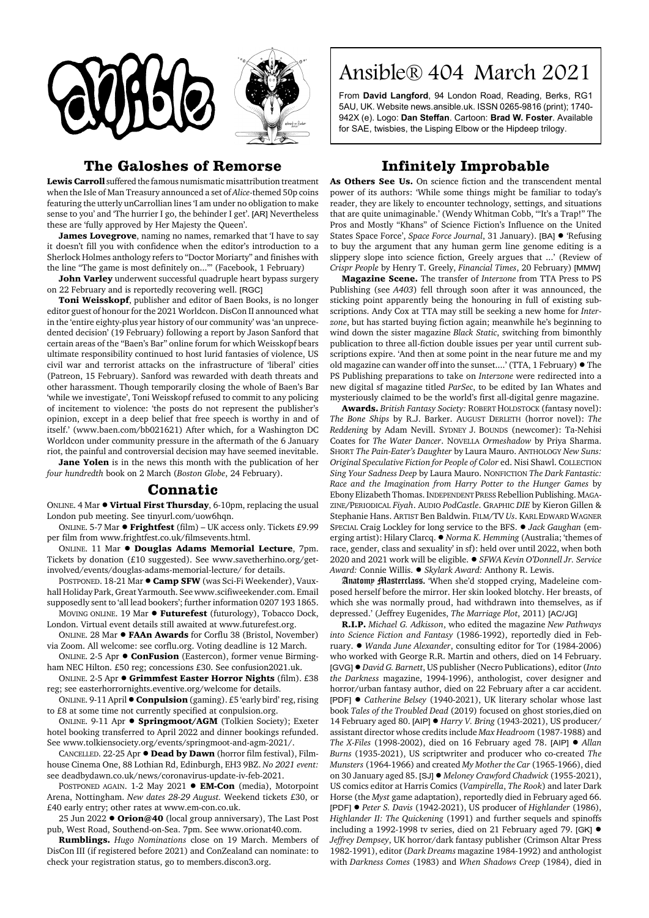# Ansible® 404 March 2021

From **David Langford**, 94 London Road, Reading, Berks, RG1 5AU, UK. Website news.ansible.uk. ISSN 0265-9816 (print); 1740-942X (e). Logo: **Dan Steffan**. Cartoon: **Brad W. Foster**. Available for SAE, twisbies, the Lisping Elbow or the Hipdeep trilogy.

## The Galoshes of Remorse

**Lewis Carroll** suffered the famous numismatic misattribution treatment when the Isle of Man Treasury announced a set of *Alice*-themed 50p coins featuring the utterly unCarrollian lines 'I am under no obligation to make sense to you' and 'The hurrier I go, the behinder I get'. [AR] Nevertheless these are 'fully approved by Her Majesty the Queen'.

**James Lovegrove**, naming no names, remarked that 'I have to say it doesn't fill you with confidence when the editor's introduction to a Sherlock Holmes anthology refers to "Doctor Moriarty" and finishes with the line "The game is most definitely on..."' (Facebook, 1 February)

**John Varley** underwent successful quadruple heart bypass surgery on 22 February and is reportedly recovering well. [RGC]

**Toni Weisskopf**, publisher and editor of Baen Books, is no longer editor guest of honour for the 2021 Worldcon. DisCon II announced what in the 'entire eighty-plus year history of our community' was 'an unprecedented decision' (19 February) following a report by Jason Sanford that certain areas of the "Baen's Bar" online forum for which Weisskopf bears ultimate responsibility continued to host lurid fantasies of violence, US civil war and terrorist attacks on the infrastructure of 'liberal' cities (Patreon, 15 February). Sanford was rewarded with death threats and other harassment. Though temporarily closing the whole of Baen's Bar 'while we investigate', Toni Weisskopf refused to commit to any policing of incitement to violence: 'the posts do not represent the publisher's opinion, except in a deep belief that free speech is worthy in and of itself.' (www.baen.com/bb021621) After which, for a Washington DC Worldcon under community pressure in the aftermath of the 6 January riot, the painful and controversial decision may have seemed inevitable.

**Jane Yolen** is in the news this month with the publication of her *four hundredth* book on 2 March (*Boston Globe*, 24 February).

## Connatic

ONLINE. 4 Mar ● **Virtual First Thursday**, 6-10pm, replacing the usual London pub meeting. See tinyurl.com/uow6hqn.

ONLINE. 5-7 Mar ● **Frightfest** (film) – UK access only. Tickets £9.99 per film from www.frightfest.co.uk/filmsevents.html.

ONLINE. 11 Mar ● **Douglas Adams Memorial Lecture**, 7pm. Tickets by donation (£10 suggested). See www.savetherhino.org/get-involved/events/douglas-adams-memorial-lecture/ for details.

POSTPONED. 18-21 Mar ● **Camp SFW** (was Sci-Fi Weekender), Vauxhall Holiday Park, Great Yarmouth. See www.scifiweekender.com. Email supposedly sent to 'all lead bookers'; further information 0207 193 1865.

MOVING ONLINE. 19 Mar ● **Futurefest** (futurology), Tobacco Dock, London. Virtual event details still awaited at www.futurefest.org.

ONLINE. 28 Mar ● **FAAn Awards** for Corflu 38 (Bristol, November) via Zoom. All welcome: see corflu.org. Voting deadline is 12 March.

ONLINE. 2-5 Apr ● **ConFusion** (Eastercon), former venue Birmingham NEC Hilton. £50 reg; concessions £30. See confusion2021.uk.

ONLINE. 2-5 Apr ● **Grimmfest Easter Horror Nights** (film). £38 reg; see easterhorrornights.eventive.org/welcome for details.

ONLINE. 9-11 April ● **Conpulsion** (gaming). £5 'early bird' reg, rising to £8 at some time not currently specified at conpulsion.org.

ONLINE. 9-11 Apr ● **Springmoot/AGM** (Tolkien Society); Exeter hotel booking transferred to April 2022 and dinner bookings refunded. See www.tolkiensociety.org/events/springmoot-and-agm-2021/.

CANCELLED. 22-25 Apr ● **Dead by Dawn** (horror film festival), Filmhouse Cinema One, 88 Lothian Rd, Edinburgh, EH3 9BZ. *No 2021 event:* see deadbydawn.co.uk/news/coronavirus-update-iv-feb-2021.

POSTPONED AGAIN. 1-2 May 2021 ● **EM-Con** (media), Motorpoint Arena, Nottingham. *New dates 28-29 August.* Weekend tickets £30, or £40 early entry; other rates at www.em-con.co.uk.

25 Jun 2022 ● **Orion@40** (local group anniversary), The Last Post pub, West Road, Southend-on-Sea. 7pm. See www.orionat40.com.

**Rumblings.** *Hugo Nominations* close on 19 March. Members of DisCon III (if registered before 2021) and ConZealand can nominate: to check your registration status, go to members.discon3.org.

## Infinitely Improbable

**As Others See Us.** On science fiction and the transcendent mental power of its authors: 'While some things might be familiar to today's reader, they are likely to encounter technology, settings, and situations that are quite unimaginable.' (Wendy Whitman Cobb, '"It's a Trap!" The Pros and Mostly "Khans" of Science Fiction's Influence on the United States Space Force', *Space Force Journal*, 31 January). [BA] ● 'Refusing to buy the argument that any human germ line genome editing is a slippery slope into science fiction, Greely argues that ...' (Review of *Crispr People* by Henry T. Greely, *Financial Times*, 20 February) [MMW]

**Magazine Scene.** The transfer of *Interzone* from TTA Press to PS Publishing (see *A403*) fell through soon after it was announced, the sticking point apparently being the honouring in full of existing subscriptions. Andy Cox at TTA may still be seeking a new home for *Interzone*, but has started buying fiction again; meanwhile he's beginning to wind down the sister magazine *Black Static*, switching from bimonthly publication to three all-fiction double issues per year until current subscriptions expire. 'And then at some point in the near future me and my old magazine can wander off into the sunset....' (TTA, 1 February) ● The PS Publishing preparations to take on *Interzone* were redirected into a new digital sf magazine titled *ParSec*, to be edited by Ian Whates and mysteriously claimed to be the world's first all-digital genre magazine.

**Awards.** *British Fantasy Society:* ROBERT HOLDSTOCK (fantasy novel): *The Bone Ships* by R.J. Barker. AUGUST DERLETH (horror novel): *The Reddening* by Adam Nevill. SYDNEY J. BOUNDS (newcomer): Ta-Nehisi Coates for *The Water Dancer*. NOVELLA *Ormeshadow* by Priya Sharma. SHORT *The Pain-Eater's Daughter* by Laura Mauro. ANTHOLOGY *New Suns: Original Speculative Fiction for People of Color* ed. Nisi Shawl. COLLECTION *Sing Your Sadness Deep* by Laura Mauro. NONFICTION *The Dark Fantastic: Race and the Imagination from Harry Potter to the Hunger Games* by Ebony Elizabeth Thomas. INDEPENDENT PRESS Rebellion Publishing. MAGAZINE/PERIODICAL *Fiyah*. AUDIO *PodCastle*. GRAPHIC *DIE* by Kieron Gillen & Stephanie Hans. ARTIST Ben Baldwin. FILM/TV *Us*. KARL EDWARD WAGNER SPECIAL Craig Lockley for long service to the BFS. ● *Jack Gaughan* (emerging artist): Hilary Clarcq. ● *Norma K. Hemming* (Australia; 'themes of race, gender, class and sexuality' in sf): held over until 2022, when both 2020 and 2021 work will be eligible. ● *SFWA Kevin O'Donnell Jr. Service Award:* Connie Willis. ● *Skylark Award:* Anthony R. Lewis.

**Anatomy Masterclass.** 'When she'd stopped crying, Madeleine composed herself before the mirror. Her skin looked blotchy. Her breasts, of which she was normally proud, had withdrawn into themselves, as if depressed.' (Jeffrey Eugenides, *The Marriage Plot*, 2011) [AC/JG]

**R.I.P.** *Michael G. Adkisson*, who edited the magazine *New Pathways into Science Fiction and Fantasy* (1986-1992), reportedly died in February. ● *Wanda June Alexander*, consulting editor for Tor (1984-2006) who worked with George R.R. Martin and others, died on 14 February. [GVG] ● *David G. Barnett*, US publisher (Necro Publications), editor (*Into the Darkness* magazine, 1994-1996), anthologist, cover designer and horror/urban fantasy author, died on 22 February after a car accident. [PDF] ● *Catherine Belsey* (1940-2021), UK literary scholar whose last book *Tales of the Troubled Dead* (2019) focused on ghost stories,died on 14 February aged 80. [AIP] ● *Harry V. Bring* (1943-2021), US producer/assistant director whose credits include *Max Headroom* (1987-1988) and *The X-Files* (1998-2002), died on 16 February aged 78. [AIP] ● *Allan Burns* (1935-2021), US scriptwriter and producer who co-created *The Munsters* (1964-1966) and created *My Mother the Car* (1965-1966), died on 30 January aged 85. [SJ] ● *Meloney Crawford Chadwick* (1955-2021), US comics editor at Harris Comics (*Vampirella*, *The Rook*) and later Dark Horse (the *Myst* game adaptation), reportedly died in February aged 66. [PDF] ● *Peter S. Davis* (1942-2021), US producer of *Highlander* (1986), *Highlander II: The Quickening* (1991) and further sequels and spinoffs including a 1992-1998 tv series, died on 21 February aged 79. [GK] ● *Jeffrey Dempsey*, UK horror/dark fantasy publisher (Crimson Altar Press 1982-1991), editor (*Dark Dreams* magazine 1984-1992) and anthologist with *Darkness Comes* (1983) and *When Shadows Creep* (1984), died in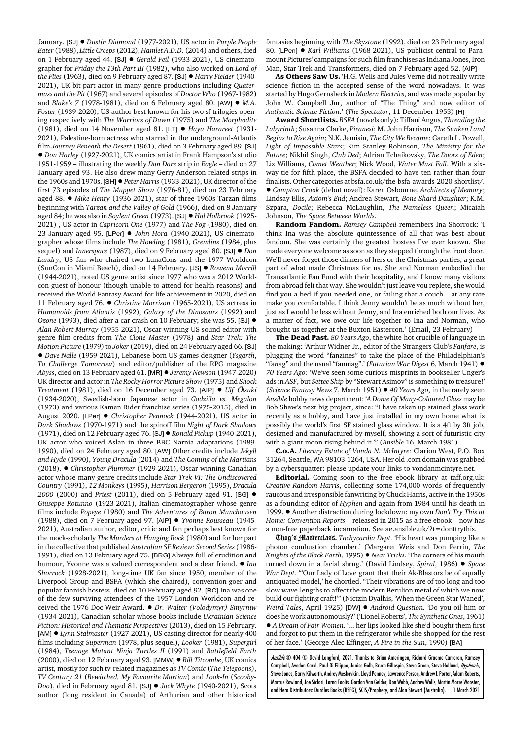January. [SJ] ● *Dustin Diamond* (1977-2021), US actor in *Purple People Eater* (1988), *Little Creeps* (2012), *Hamlet A.D.D.* (2014) and others, died on 1 February aged 44. [SJ] ● *Gerald Feil* (1933-2021), US cinematographer for *Friday the 13th Part III* (1982), who also worked on *Lord of the Flies* (1963), died on 9 February aged 87. [SJ] ● *Harry Fielder* (1940-2021), UK bit-part actor in many genre productions including *Quatermass and the Pit* (1967) and several episodes of *Doctor Who* (1967-1982) and *Blake's 7* (1978-1981), died on 6 February aged 80. [AW] ● *M.A. Foster* (1939-2020), US author best known for his two sf trilogies opening respectively with *The Warriors of Dawn* (1975) and *The Morphodite* (1981), died on 14 November aged 81. [LT] ● *Haya Harareet* (1931-2021), Palestine-born actress who starred in the underground-Atlantis film *Journey Beneath the Desert* (1961), died on 3 February aged 89. [SJ] ● *Don Harley* (1927-2021), UK comics artist in Frank Hampson's studio 1951-1959 – illustrating the weekly *Dan Dare* strip in *Eagle* – died on 27 January aged 93. He also drew many Gerry Anderson-related strips in the 1960s and 1970s. [SH] ● *Peter Harris* (1933-2021), UK director of the first 73 episodes of *The Muppet Show* (1976-81), died on 23 February aged 88. ● *Mike Henry* (1936-2021), star of three 1960s Tarzan films beginning with *Tarzan and the Valley of Gold* (1966), died on 8 January aged 84; he was also in *Soylent Green* (1973). [SJ] ● *Hal Holbrook* (1925-2021) , US actor in *Capricorn One* (1977) and *The Fog* (1980), died on 23 January aged 95. [LPer] ● *John Hora* (1940-2021), US cinematographer whose films include *The Howling* (1981), *Gremlins* (1984, plus sequel) and *Innerspace* (1987), died on 9 February aged 80. [SJ] ● *Don Lundry*, US fan who chaired two LunaCons and the 1977 Worldcon (SunCon in Miami Beach), died on 14 February. [JS] ● *Rowena Morrill* (1944-2021), noted US genre artist since 1977 who was a 2012 Worldcon guest of honour (though unable to attend for health reasons) and received the World Fantasy Award for life achievement in 2020, died on 11 February aged 76. ● *Christine Morrison* (1965-2021), US actress in *Humanoids from Atlantis* (1992), *Galaxy of the Dinosaurs* (1992) and *Ozone* (1993), died after a car crash on 10 February; she was 55. [SJ] ● *Alan Robert Murray* (1955-2021), Oscar-winning US sound editor with genre film credits from *The Clone Master* (1978) and *Star Trek: The Motion Picture* (1979) to *Joker* (2019), died on 24 February aged 66. [SJ] ● *Dave Nalle* (1959-2021), Lebanese-born US games designer (*Ysgarth*, *To Challenge Tomorrow*) and editor/publisher of the RPG magazine *Abyss*, died on 13 February aged 61. [MR] ● *Jeremy Newson* (1947-2020) UK director and actor in *The Rocky Horror Picture Show* (1975) and *Shock Treatment* (1981), died on 16 December aged 73. [AIP] ● *Ulf Ōtsuki* (1934-2020), Swedish-born Japanese actor in *Godzilla vs. Megalon* (1973) and various Kamen Rider franchise series (1975-2015), died in August 2020. [LPer] ● *Christopher Pennock* (1944-2021), US actor in *Dark Shadows* (1970-1971) and the spinoff film *Night of Dark Shadows* (1971), died on 12 February aged 76. [SJ] ● *Ronald Pickup* (1940-2021), UK actor who voiced Aslan in three BBC Narnia adaptations (1989-1990), died on 24 February aged 80. [AW] Other credits include *Jekyll and Hyde* (1990), *Young Dracula* (2014) and *The Coming of the Martians* (2018). ● *Christopher Plummer* (1929-2021), Oscar-winning Canadian actor whose many genre credits include *Star Trek VI: The Undiscovered Country* (1991), *12 Monkeys* (1995), *Harrison Bergeron* (1995), *Dracula 2000* (2000) and *Priest* (2011), died on 5 February aged 91. [SG] ● *Giuseppe Rotunno* (1923-2021), Italian cinematographer whose genre films include *Popeye* (1980) and *The Adventures of Baron Munchausen* (1988), died on 7 February aged 97. [AIP] ● *Yvonne Rousseau* (1945-2021), Australian author, editor, critic and fan perhaps best known for the mock-scholarly *The Murders at Hanging Rock* (1980) and for her part in the collective that published *Australian SF Review: Second Series* (1986-1991), died on 13 February aged 75. [BRG] Always full of erudition and humour, Yvonne was a valued correspondent and a dear friend. ● *Ina Shorrock* (1928-2021), long-time UK fan since 1950, member of the Liverpool Group and BSFA (which she chaired), convention-goer and popular fannish hostess, died on 10 February aged 92. [RC] Ina was one of the few surviving attendees of the 1957 London Worldcon and received the 1976 Doc Weir Award. ● *Dr. Walter (Volodymyr) Smyrniw* (1934-2021), Canadian scholar whose books include *Ukrainian Science Fiction: Historical and Thematic Perspectives* (2013), died on 15 February. [AM] ● *Lynn Stalmaster* (1927-2021), US casting director for nearly 400 films including *Superman* (1978, plus sequel), *Looker* (1981), *Supergirl* (1984), *Teenage Mutant Ninja Turtles II* (1991) and *Battlefield Earth* (2000), died on 12 February aged 93. [MMW] ● *Bill Titcombe*, UK comics artist, mostly for such tv-related magazines as *TV Comic* (*The Telegoons*), *TV Century 21* (*Bewitched, My Favourite Martian*) and *Look-In* (*Scooby-Doo*), died in February aged 81. [SJ] ● *Jack Whyte* (1940-2021), Scots author (long resident in Canada) of Arthurian and other historical fantasies beginning with *The Skystone* (1992), died on 23 February aged 80. [LPen] ● *Karl Williams* (1968-2021), US publicist central to Paramount Pictures' campaigns for such film franchises as Indiana Jones, Iron Man, Star Trek and Transformers, died on 7 February aged 52. [AIP]

**As Others Saw Us.** 'H.G. Wells and Jules Verne did not really write science fiction in the accepted sense of the word nowadays. It was started by Hugo Gernsbeck in *Modern Electrics*, and was made popular by John W. Campbell Jnr, author of "The Thing" and now editor of *Authentic Science Fiction*.' (*The Spectator*, 11 December 1953) [H]

**Award Shortlists.** *BSFA* (novels only): Tiffani Angus, *Threading the Labyrinth*; Susanna Clarke, *Piranesi*; M. John Harrison, *The Sunken Land Begins to Rise Again*; N.K. Jemisin, *The City We Became*; Gareth L. Powell, *Light of Impossible Stars*; Kim Stanley Robinson, *The Ministry for the Future*; Nikhil Singh, *Club Ded*; Adrian Tchaikovsky, *The Doors of Eden*; Liz Williams, *Comet Weather*; Nick Wood, *Water Must Fall*. With a six-way tie for fifth place, the BSFA decided to have ten rather than four finalists. Other categories at bsfa.co.uk/the-bsfa-awards-2020-shortlist/. ● *Compton Crook* (debut novel): Karen Osbourne, *Architects of Memory*; Lindsay Ellis, *Axiom's End*; Andrea Stewart, *Bone Shard Daughter*; K.M. Szpara, *Docile*; Rebecca McLaughlin, *The Nameless Queen*; Micaiah Johnson, *The Space Between Worlds*.

**Random Fandom.** *Ramsey Campbell* remembers Ina Shorrock: 'I think Ina was the absolute quintessence of all that was best about fandom. She was certainly the greatest hostess I've ever known. She made everyone welcome as soon as they stepped through the front door. We'll never forget those dinners of hers or the Christmas parties, a great part of what made Christmas for us. She and Norman embodied the Transatlantic Fan Fund with their hospitality, and I know many visitors from abroad felt that way. She wouldn't just leave you replete, she would find you a bed if you needed one, or failing that a couch – at any rate make you comfortable. I think Jenny wouldn't be as much without her, just as I would be less without Jenny, and Ina enriched both our lives. As a matter of fact, we owe our life together to Ina and Norman, who brought us together at the Buxton Eastercon.' (Email, 23 February)

**The Dead Past.** *80 Years Ago*, the white-hot crucible of language in the making: 'Arthur Widner Jr., editor of the Strangers Club's *Fanfare*, is plugging the word "fanzines" to take the place of the Philadelphian's "fanag" and the usual "fanmag".' (*Futurian War Digest* 6, March 1941) ● *70 Years Ago:* 'We've seen some curious misprints in bookseller Unger's ads in *ASF*, but *Settee Ship* by "Stewart Asimov" is something to treasure!' (*Science Fantasy News* 7, March 1951) ● *40 Years Ago*, in the rarely seen *Ansible* hobby news department: '*A Dome Of Many-Coloured Glass* may be Bob Shaw's next big project, since: "I have taken up stained glass work recently as a hobby, and have just installed in my own home what is possibly the world's first SF stained glass window. It is a 4ft by 3ft job, designed and manufactured by myself, showing a sort of futuristic city with a giant moon rising behind it."' (*Ansible* 16, March 1981)

**C.o.A.** *Literary Estate of Vonda N. McIntyre:* Clarion West, P.O. Box 31264, Seattle, WA 98103-1264, USA. Her old .com domain was grabbed by a cybersquatter: please update your links to vondanmcintyre.net.

**Editorial.** Coming soon to the free ebook library at taff.org.uk: *Creative Random Harris*, collecting some 174,000 words of frequently raucous and irresponsible fanwriting by Chuck Harris, active in the 1950s as a founding editor of *Hyphen* and again from 1984 until his death in 1999. ● Another distraction during lockdown: my own *Don't Try This at Home: Convention Reports* – released in 2015 as a free ebook – now has a non-free paperback incarnation. See ae.ansible.uk/?t=donttrythis.

**Thog's Masterclass.** *Tachycardia Dept.* 'His heart was pumping like a photon combustion chamber.' (Margaret Weis and Don Perrin, *The Knights of the Black Earth*, 1995) ● *Neat Tricks.* 'The corners of his mouth turned down in a facial shrug.' (David Lindsey, *Spiral*, 1986) ● *Space War Dept.* '"Our Lady of Love grant that their Ak-Blastors be of equally antiquated model,' he chortled. "Their vibrations are of too long and too slow wave-lengths to affect the modern Berulion metal of which we now build our fighting craft!"' (Nictzin Dyalhis, 'When the Green Star Waned', *Weird Tales*, April 1925) [DW] ● *Android Question.* 'Do you oil him or does he work autonomously?' ('Lionel Roberts', *The Synthetic Ones*, 1961) ● *A Dream of Fair Women.* '... her lips looked like she'd bought them first and forgot to put them in the refrigerator while she shopped for the rest of her face.' (George Alec Effinger, *A Fire in the Sun*, 1990) [BA]

*Ansible*® 404 © David Langford, 2021. Thanks to Brian Ameringen, Richard Graeme Cameron, Ramsey Campbell, Avedon Carol, Paul Di Filippo, Janice Gelb, Bruce Gillespie, Steve Green, Steve Holland, *Hyphen* 6, Steve Jones, Garry Kilworth, Andrey Meshavkin, Lloyd Penney, Lawrence Person, Andrew I. Porter, Adam Roberts, Marcus Rowland, Joe Siclari, Lorna Toolis, Gordon Van Gelder, Don Webb, Andrew Wells, Martin Morse Wooster, and Hero Distributors: Durdles Books (BSFG), SCIS/Prophecy, and Alan Stewart (Australia). 1 March 2021